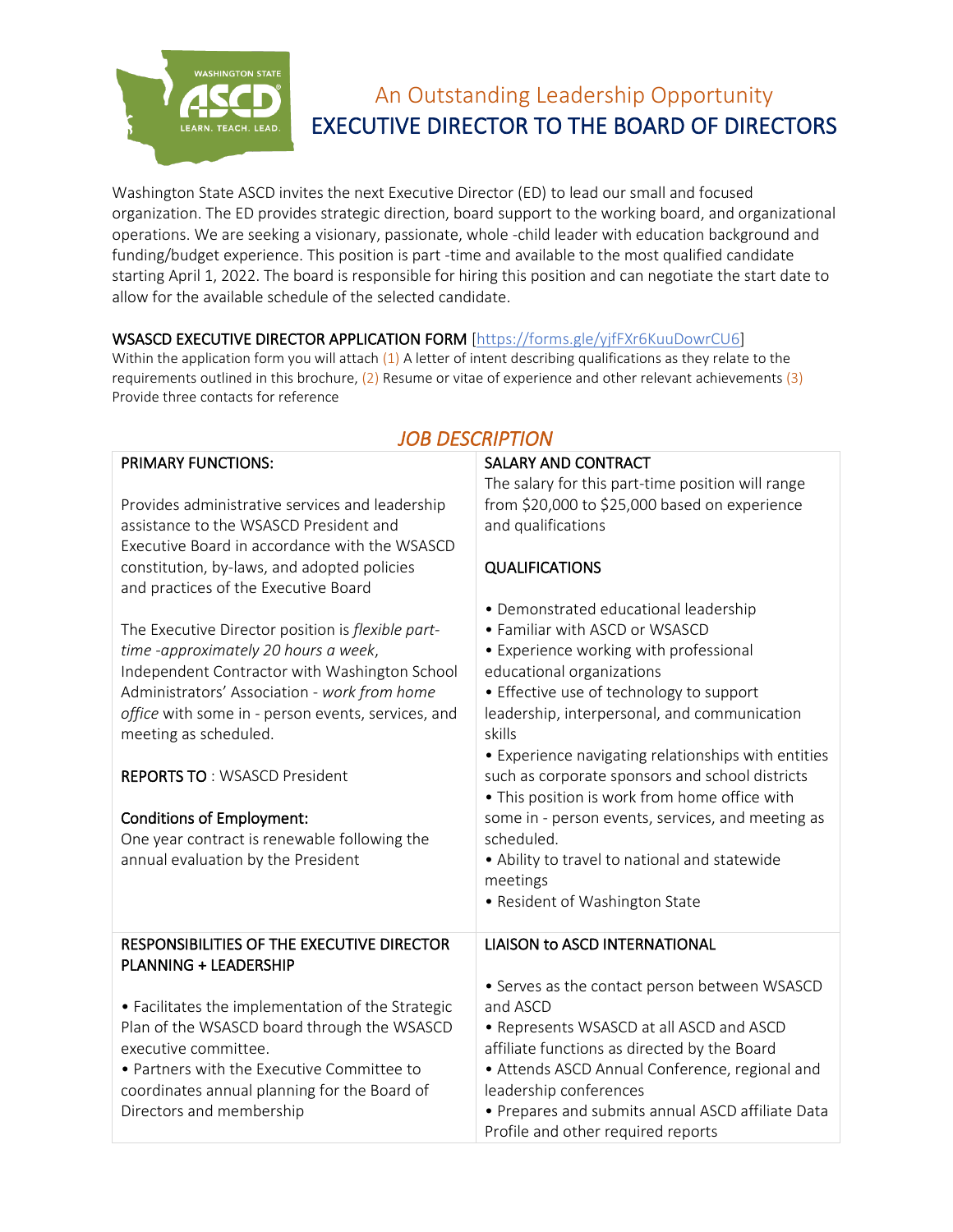# An Outstanding Leadership Opportunity
# EXECUTIVE DIRECTOR TO THE BOARD OF DIRECTORS

Washington State ASCD invites the next Executive Director (ED) to lead our small and focused organization. The ED provides strategic direction, board support to the working board, and organizational operations. We are seeking a visionary, passionate, whole -child leader with education background and funding/budget experience. This position is part -time and available to the most qualified candidate starting April 1, 2022. The board is responsible for hiring this position and can negotiate the start date to allow for the available schedule of the selected candidate.

WSASCD EXECUTIVE DIRECTOR APPLICATION FORM [https://forms.gle/yjfFXr6KuuDowrCU6]
Within the application form you will attach (1) A letter of intent describing qualifications as they relate to the requirements outlined in this brochure, (2) Resume or vitae of experience and other relevant achievements (3) Provide three contacts for reference

## *JOB DESCRIPTION*

### PRIMARY FUNCTIONS:

Provides administrative services and leadership assistance to the WSASCD President and Executive Board in accordance with the WSASCD constitution, by-laws, and adopted policies and practices of the Executive Board

The Executive Director position is *flexible part-time -approximately 20 hours a week*, Independent Contractor with Washington School Administrators' Association - *work from home office* with some in - person events, services, and meeting as scheduled.

REPORTS TO : WSASCD President

Conditions of Employment:
One year contract is renewable following the annual evaluation by the President

### SALARY AND CONTRACT

The salary for this part-time position will range from $20,000 to $25,000 based on experience and qualifications

### QUALIFICATIONS

- Demonstrated educational leadership
- Familiar with ASCD or WSASCD
- Experience working with professional educational organizations
- Effective use of technology to support leadership, interpersonal, and communication skills
- Experience navigating relationships with entities such as corporate sponsors and school districts
- This position is work from home office with some in - person events, services, and meeting as scheduled.
- Ability to travel to national and statewide meetings
- Resident of Washington State

### RESPONSIBILITIES OF THE EXECUTIVE DIRECTOR PLANNING + LEADERSHIP

- Facilitates the implementation of the Strategic Plan of the WSASCD board through the WSASCD executive committee.
- Partners with the Executive Committee to coordinates annual planning for the Board of Directors and membership

### LIAISON to ASCD INTERNATIONAL

- Serves as the contact person between WSASCD and ASCD
- Represents WSASCD at all ASCD and ASCD affiliate functions as directed by the Board
- Attends ASCD Annual Conference, regional and leadership conferences
- Prepares and submits annual ASCD affiliate Data Profile and other required reports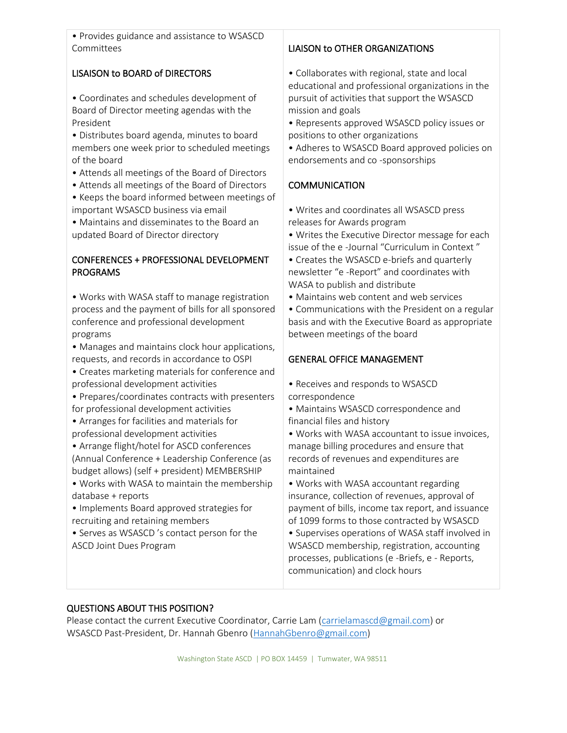• Provides guidance and assistance to WSASCD Committees

### LISAISON to BOARD of DIRECTORS

• Coordinates and schedules development of Board of Director meeting agendas with the President
• Distributes board agenda, minutes to board members one week prior to scheduled meetings of the board
• Attends all meetings of the Board of Directors
• Attends all meetings of the Board of Directors
• Keeps the board informed between meetings of important WSASCD business via email
• Maintains and disseminates to the Board an updated Board of Director directory

### CONFERENCES + PROFESSIONAL DEVELOPMENT PROGRAMS

• Works with WASA staff to manage registration process and the payment of bills for all sponsored conference and professional development programs
• Manages and maintains clock hour applications, requests, and records in accordance to OSPI
• Creates marketing materials for conference and professional development activities
• Prepares/coordinates contracts with presenters for professional development activities
• Arranges for facilities and materials for professional development activities
• Arrange flight/hotel for ASCD conferences (Annual Conference + Leadership Conference (as budget allows) (self + president) MEMBERSHIP
• Works with WASA to maintain the membership database + reports
• Implements Board approved strategies for recruiting and retaining members
• Serves as WSASCD 's contact person for the ASCD Joint Dues Program

### LIAISON to OTHER ORGANIZATIONS

• Collaborates with regional, state and local educational and professional organizations in the pursuit of activities that support the WSASCD mission and goals
• Represents approved WSASCD policy issues or positions to other organizations
• Adheres to WSASCD Board approved policies on endorsements and co -sponsorships

### COMMUNICATION

• Writes and coordinates all WSASCD press releases for Awards program
• Writes the Executive Director message for each issue of the e -Journal "Curriculum in Context "
• Creates the WSASCD e-briefs and quarterly newsletter "e -Report" and coordinates with WASA to publish and distribute
• Maintains web content and web services
• Communications with the President on a regular basis and with the Executive Board as appropriate between meetings of the board

### GENERAL OFFICE MANAGEMENT

• Receives and responds to WSASCD correspondence
• Maintains WSASCD correspondence and financial files and history
• Works with WASA accountant to issue invoices, manage billing procedures and ensure that records of revenues and expenditures are maintained
• Works with WASA accountant regarding insurance, collection of revenues, approval of payment of bills, income tax report, and issuance of 1099 forms to those contracted by WSASCD
• Supervises operations of WASA staff involved in WSASCD membership, registration, accounting processes, publications (e -Briefs, e - Reports, communication) and clock hours

### QUESTIONS ABOUT THIS POSITION?

Please contact the current Executive Coordinator, Carrie Lam (carrielamascd@gmail.com) or WSASCD Past-President, Dr. Hannah Gbenro (HannahGbenro@gmail.com)

Washington State ASCD | PO BOX 14459 | Tumwater, WA 98511